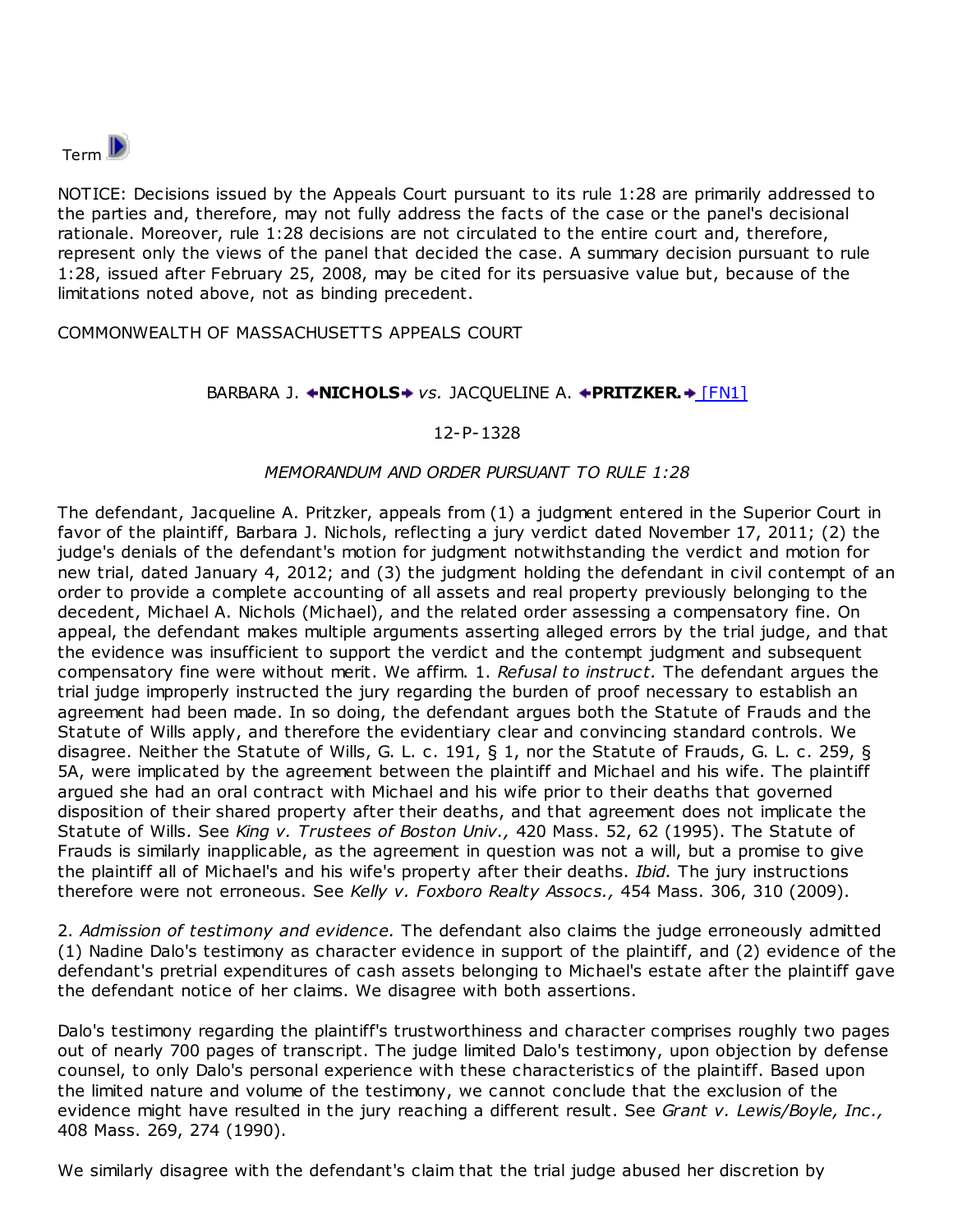Term

NOTICE: Decisions issued by the Appeals Court pursuant to its rule 1:28 are primarily addressed to the parties and, therefore, may not fully address the facts of the case or the panel's decisional rationale. Moreover, rule 1:28 decisions are not circulated to the entire court and, therefore, represent only the views of the panel that decided the case. A summary decision pursuant to rule 1:28, issued after February 25, 2008, may be cited for its persuasive value but, because of the limitations noted above, not as binding precedent.

COMMONWEALTH OF MASSACHUSETTS APPEALS COURT

BARBARA J. **NICHOLS** *vs.* JACQUELINE A. **PRITZKER.** [FN1]

12-P-1328

*MEMORANDUM AND ORDER PURSUANT TO RULE 1:28*

The defendant, Jacqueline A. Pritzker, appeals from (1) a judgment entered in the Superior Court in favor of the plaintiff, Barbara J. Nichols, reflecting a jury verdict dated November 17, 2011; (2) the judge's denials of the defendant's motion for judgment notwithstanding the verdict and motion for new trial, dated January 4, 2012; and (3) the judgment holding the defendant in civil contempt of an order to provide a complete accounting of all assets and real property previously belonging to the decedent, Michael A. Nichols (Michael), and the related order assessing a compensatory fine. On appeal, the defendant makes multiple arguments asserting alleged errors by the trial judge, and that the evidence was insufficient to support the verdict and the contempt judgment and subsequent compensatory fine were without merit. We affirm. 1. *Refusal to instruct.* The defendant argues the trial judge improperly instructed the jury regarding the burden of proof necessary to establish an agreement had been made. In so doing, the defendant argues both the Statute of Frauds and the Statute of Wills apply, and therefore the evidentiary clear and convincing standard controls. We disagree. Neither the Statute of Wills, G. L. c. 191, § 1, nor the Statute of Frauds, G. L. c. 259, § 5A, were implicated by the agreement between the plaintiff and Michael and his wife. The plaintiff argued she had an oral contract with Michael and his wife prior to their deaths that governed disposition of their shared property after their deaths, and that agreement does not implicate the Statute of Wills. See *King v. Trustees of Boston Univ.,* 420 Mass. 52, 62 (1995). The Statute of Frauds is similarly inapplicable, as the agreement in question was not a will, but a promise to give the plaintiff all of Michael's and his wife's property after their deaths. *Ibid.* The jury instructions therefore were not erroneous. See *Kelly v. Foxboro Realty Assocs.,* 454 Mass. 306, 310 (2009).

2. *Admission of testimony and evidence.* The defendant also claims the judge erroneously admitted (1) Nadine Dalo's testimony as character evidence in support of the plaintiff, and (2) evidence of the defendant's pretrial expenditures of cash assets belonging to Michael's estate after the plaintiff gave the defendant notice of her claims. We disagree with both assertions.

Dalo's testimony regarding the plaintiff's trustworthiness and character comprises roughly two pages out of nearly 700 pages of transcript. The judge limited Dalo's testimony, upon objection by defense counsel, to only Dalo's personal experience with these characteristics of the plaintiff. Based upon the limited nature and volume of the testimony, we cannot conclude that the exclusion of the evidence might have resulted in the jury reaching a different result. See *Grant v. Lewis/Boyle, Inc.,* 408 Mass. 269, 274 (1990).

We similarly disagree with the defendant's claim that the trial judge abused her discretion by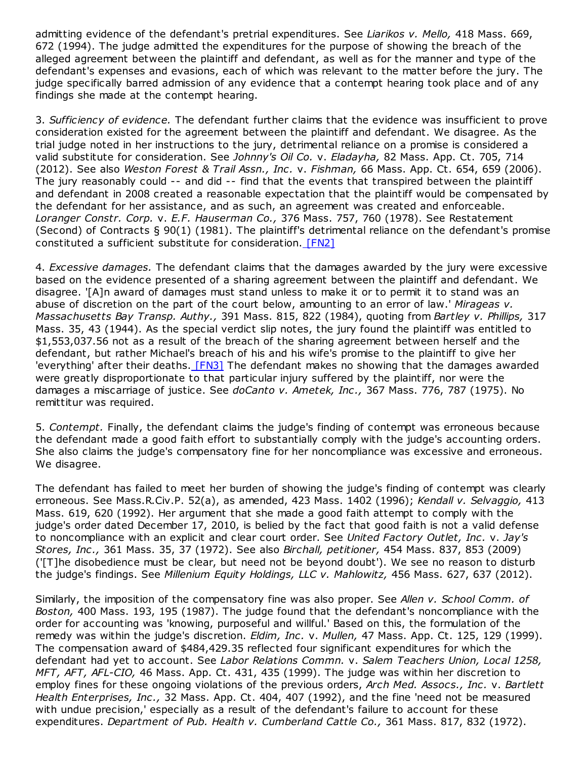admitting evidence of the defendant's pretrial expenditures. See *Liarikos v. Mello,* 418 Mass. 669, 672 (1994). The judge admitted the expenditures for the purpose of showing the breach of the alleged agreement between the plaintiff and defendant, as well as for the manner and type of the defendant's expenses and evasions, each of which was relevant to the matter before the jury. The judge specifically barred admission of any evidence that a contempt hearing took place and of any findings she made at the contempt hearing.

3. *Sufficiency of evidence.* The defendant further claims that the evidence was insufficient to prove consideration existed for the agreement between the plaintiff and defendant. We disagree. As the trial judge noted in her instructions to the jury, detrimental reliance on a promise is considered a valid substitute for consideration. See *Johnny's Oil Co.* v. *Eladayha,* 82 Mass. App. Ct. 705, 714 (2012). See also *Weston Forest & Trail Assn., Inc.* v. *Fishman,* 66 Mass. App. Ct. 654, 659 (2006). The jury reasonably could -- and did -- find that the events that transpired between the plaintiff and defendant in 2008 created a reasonable expectation that the plaintiff would be compensated by the defendant for her assistance, and as such, an agreement was created and enforceable. *Loranger Constr. Corp.* v. *E.F. Hauserman Co.,* 376 Mass. 757, 760 (1978). See Restatement (Second) of Contracts § 90(1) (1981). The plaintiff's detrimental reliance on the defendant's promise constituted a sufficient substitute for consideration. [FN2]

4. *Excessive damages.* The defendant claims that the damages awarded by the jury were excessive based on the evidence presented of a sharing agreement between the plaintiff and defendant. We disagree. '[A]n award of damages must stand unless to make it or to permit it to stand was an abuse of discretion on the part of the court below, amounting to an error of law.' *Mirageas v. Massachusetts Bay Transp. Authy.,* 391 Mass. 815, 822 (1984), quoting from *Bartley v. Phillips,* 317 Mass. 35, 43 (1944). As the special verdict slip notes, the jury found the plaintiff was entitled to $1,553,037.56 not as a result of the breach of the sharing agreement between herself and the defendant, but rather Michael's breach of his and his wife's promise to the plaintiff to give her 'everything' after their deaths. [FN3] The defendant makes no showing that the damages awarded were greatly disproportionate to that particular injury suffered by the plaintiff, nor were the damages a miscarriage of justice. See *doCanto v. Ametek, Inc.,* 367 Mass. 776, 787 (1975). No remittitur was required.

5. *Contempt.* Finally, the defendant claims the judge's finding of contempt was erroneous because the defendant made a good faith effort to substantially comply with the judge's accounting orders. She also claims the judge's compensatory fine for her noncompliance was excessive and erroneous. We disagree.

The defendant has failed to meet her burden of showing the judge's finding of contempt was clearly erroneous. See Mass.R.Civ.P. 52(a), as amended, 423 Mass. 1402 (1996); *Kendall v. Selvaggio,* 413 Mass. 619, 620 (1992). Her argument that she made a good faith attempt to comply with the judge's order dated December 17, 2010, is belied by the fact that good faith is not a valid defense to noncompliance with an explicit and clear court order. See *United Factory Outlet, Inc.* v. *Jay's Stores, Inc.,* 361 Mass. 35, 37 (1972). See also *Birchall, petitioner,* 454 Mass. 837, 853 (2009) ('[T]he disobedience must be clear, but need not be beyond doubt'). We see no reason to disturb the judge's findings. See *Millenium Equity Holdings, LLC v. Mahlowitz,* 456 Mass. 627, 637 (2012).

Similarly, the imposition of the compensatory fine was also proper. See *Allen v. School Comm. of Boston,* 400 Mass. 193, 195 (1987). The judge found that the defendant's noncompliance with the order for accounting was 'knowing, purposeful and willful.' Based on this, the formulation of the remedy was within the judge's discretion. *Eldim, Inc.* v. *Mullen,* 47 Mass. App. Ct. 125, 129 (1999). The compensation award of $484,429.35 reflected four significant expenditures for which the defendant had yet to account. See *Labor Relations Commn.* v. *Salem Teachers Union, Local 1258, MFT, AFT, AFL-CIO,* 46 Mass. App. Ct. 431, 435 (1999). The judge was within her discretion to employ fines for these ongoing violations of the previous orders, *Arch Med. Assocs., Inc.* v. *Bartlett Health Enterprises, Inc.,* 32 Mass. App. Ct. 404, 407 (1992), and the fine 'need not be measured with undue precision,' especially as a result of the defendant's failure to account for these expenditures. *Department of Pub. Health v. Cumberland Cattle Co.,* 361 Mass. 817, 832 (1972).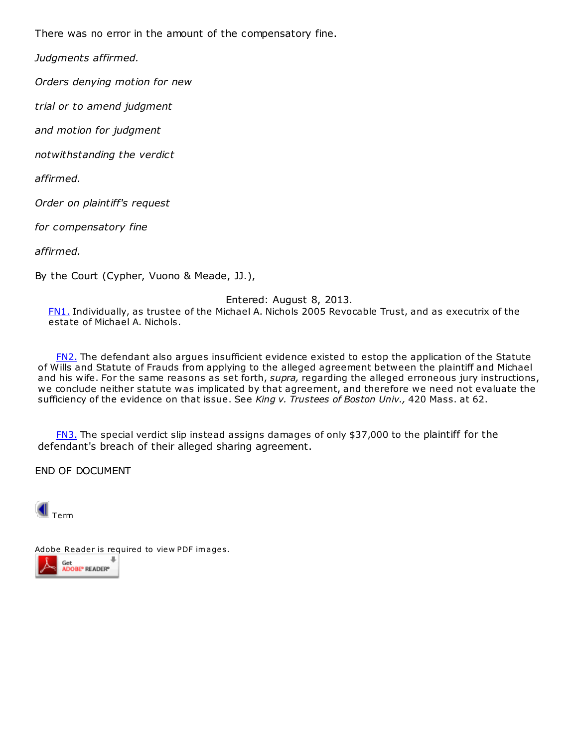There was no error in the amount of the compensatory fine.

*Judgments affirmed.*

*Orders denying motion for new*

*trial or to amend judgment*

*and motion for judgment*

*notwithstanding the verdict*

*affirmed.*

*Order on plaintiff's request*

*for compensatory fine*

*affirmed.*

By the Court (Cypher, Vuono & Meade, JJ.),

Entered: August 8, 2013.

FN1. Individually, as trustee of the Michael A. Nichols 2005 Revocable Trust, and as executrix of the estate of Michael A. Nichols.

FN2. The defendant also argues insufficient evidence existed to estop the application of the Statute of Wills and Statute of Frauds from applying to the alleged agreement between the plaintiff and Michael and his wife. For the same reasons as set forth, *supra,* regarding the alleged erroneous jury instructions, we conclude neither statute was implicated by that agreement, and therefore we need not evaluate the sufficiency of the evidence on that issue. See *King v. Trustees of Boston Univ.,* 420 Mass. at 62.

FN3. The special verdict slip instead assigns damages of only $37,000 to the plaintiff for the defendant's breach of their alleged sharing agreement.

END OF DOCUMENT

Term

Adobe Reader is required to view PDF images.